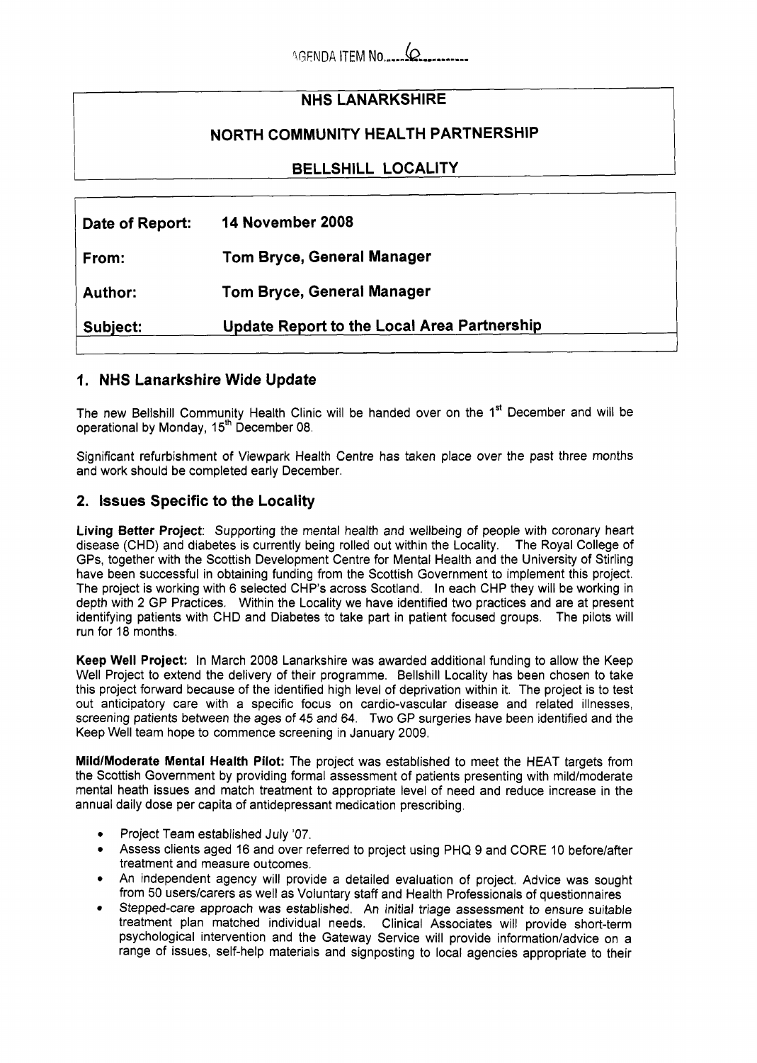AGENDA ITEM No. 6

**NHS LANARKSHIRE**

**NORTH COMMUNITY HEALTH PARTNERSHIP**

**BELLSHILL LOCALITY**

| | |
|---|---|
| **Date of Report:** | **14 November 2008** |
| **From:** | **Tom Bryce, General Manager** |
| **Author:** | **Tom Bryce, General Manager** |
| **Subject:** | **Update Report to the Local Area Partnership** |

## 1. NHS Lanarkshire Wide Update

The new Bellshill Community Health Clinic will be handed over on the 1st December and will be operational by Monday, 15th December 08.

Significant refurbishment of Viewpark Health Centre has taken place over the past three months and work should be completed early December.

## 2. Issues Specific to the Locality

**Living Better Project**: *Supporting the mental health and wellbeing of people with coronary heart disease (CHD) and diabetes* is currently being rolled out within the Locality. The Royal College of GPs, together with the Scottish Development Centre for Mental Health and the University of Stirling have been successful in obtaining funding from the Scottish Government to implement this project. The project is working with 6 selected CHP's across Scotland. In each CHP they will be working in depth with 2 GP Practices. Within the Locality we have identified two practices and are at present identifying patients with CHD and Diabetes to take part in patient focused groups. The pilots will run for 18 months.

**Keep Well Project:** In March 2008 Lanarkshire was awarded additional funding to allow the Keep Well Project to extend the delivery of their programme. Bellshill Locality has been chosen to take this project forward because of the identified high level of deprivation within it. The project is to test out anticipatory care with a specific focus on cardio-vascular disease and related illnesses, screening patients between the ages of 45 and 64. Two GP surgeries have been identified and the Keep Well team hope to commence screening in January 2009.

**Mild/Moderate Mental Health Pilot:** The project was established to meet the HEAT targets from the Scottish Government by providing formal assessment of patients presenting with mild/moderate mental heath issues and match treatment to appropriate level of need and reduce increase in the annual daily dose per capita of antidepressant medication prescribing.

- Project Team established July '07.
- Assess clients aged 16 and over referred to project using PHQ 9 and CORE 10 before/after treatment and measure outcomes.
- An independent agency will provide a detailed evaluation of project. Advice was sought from 50 users/carers as well as Voluntary staff and Health Professionals of questionnaires
- *Stepped-care approach was established. An initial triage assessment to ensure suitable* treatment plan matched individual needs. Clinical Associates will provide short-term psychological intervention and the Gateway Service will provide information/advice on a range of issues, self-help materials and signposting to local agencies appropriate to their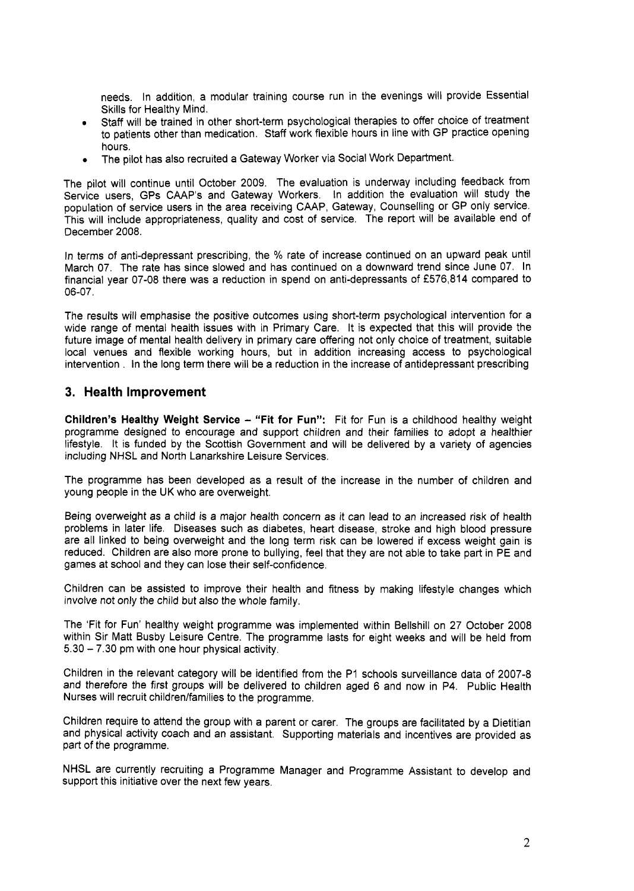needs. In addition, a modular training course run in the evenings will provide Essential Skills for Healthy Mind.

- Staff will be trained in other short-term psychological therapies to offer choice of treatment to patients other than medication. Staff work flexible hours in line with GP practice opening hours.
- The pilot has also recruited a Gateway Worker via Social Work Department.

The pilot will continue until October 2009. The evaluation is underway including feedback from Service users, GPs CAAP's and Gateway Workers. In addition the evaluation will study the population of service users in the area receiving CAAP, Gateway, Counselling or GP only service. This will include appropriateness, quality and cost of service. The report will be available end of December 2008.

In terms of anti-depressant prescribing, the % rate of increase continued on an upward peak until March 07. The rate has since slowed and has continued on a downward trend since June 07. In financial year 07-08 there was a reduction in spend on anti-depressants of £576,814 compared to 06-07.

The results will emphasise the positive outcomes using short-term psychological intervention for a wide range of mental health issues with in Primary Care. It is expected that this will provide the future image of mental health delivery in primary care offering not only choice of treatment, suitable local venues and flexible working hours, but in addition increasing access to psychological intervention . In the long term there will be a reduction in the increase of antidepressant prescribing

## 3. Health Improvement

**Children's Healthy Weight Service – "Fit for Fun":** Fit for Fun is a childhood healthy weight programme designed to encourage and support children and their families to adopt a healthier lifestyle. It is funded by the Scottish Government and will be delivered by a variety of agencies including NHSL and North Lanarkshire Leisure Services.

The programme has been developed as a result of the increase in the number of children and young people in the UK who are overweight.

Being overweight as a child is a major health concern as it can lead to an increased risk of health problems in later life. Diseases such as diabetes, heart disease, stroke and high blood pressure are all linked to being overweight and the long term risk can be lowered if excess weight gain is reduced. Children are also more prone to bullying, feel that they are not able to take part in PE and games at school and they can lose their self-confidence.

Children can be assisted to improve their health and fitness by making lifestyle changes which involve not only the child but also the whole family.

The 'Fit for Fun' healthy weight programme was implemented within Bellshill on 27 October 2008 within Sir Matt Busby Leisure Centre. The programme lasts for eight weeks and will be held from 5.30 – 7.30 pm with one hour physical activity.

Children in the relevant category will be identified from the P1 schools surveillance data of 2007-8 and therefore the first groups will be delivered to children aged 6 and now in P4. Public Health Nurses will recruit children/families to the programme.

Children require to attend the group with a parent or carer. The groups are facilitated by a Dietitian and physical activity coach and an assistant. Supporting materials and incentives are provided as part of the programme.

NHSL are currently recruiting a Programme Manager and Programme Assistant to develop and support this initiative over the next few years.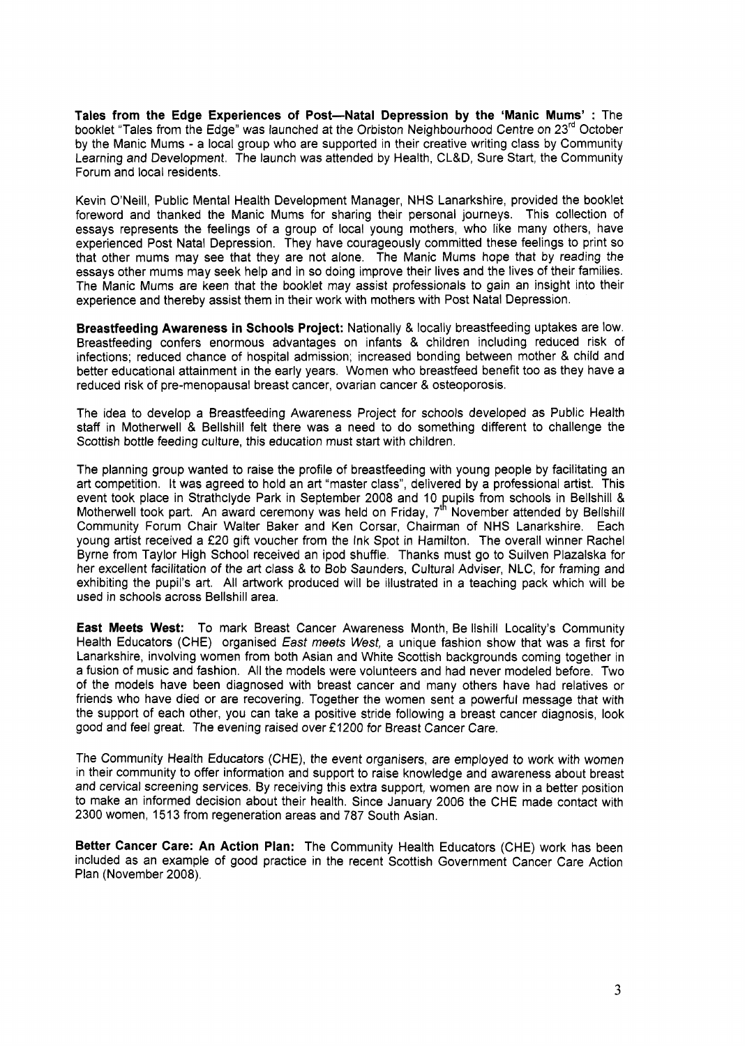**Tales from the Edge Experiences of Post—Natal Depression by the 'Manic Mums' :** The booklet "Tales from the Edge" was launched at the Orbiston Neighbourhood Centre on 23rd October by the Manic Mums - a local group who are supported in their creative writing class by Community Learning and Development. The launch was attended by Health, CL&D, Sure Start, the Community Forum and local residents.

Kevin O'Neill, Public Mental Health Development Manager, NHS Lanarkshire, provided the booklet foreword and thanked the Manic Mums for sharing their personal journeys. This collection of essays represents the feelings of a group of local young mothers, who like many others, have experienced Post Natal Depression. They have courageously committed these feelings to print so that other mums may see that they are not alone. The Manic Mums hope that by reading the essays other mums may seek help and in so doing improve their lives and the lives of their families. The Manic Mums are keen that the booklet may assist professionals to gain an insight into their experience and thereby assist them in their work with mothers with Post Natal Depression.

**Breastfeeding Awareness in Schools Project:** Nationally & locally breastfeeding uptakes are low. Breastfeeding confers enormous advantages on infants & children including reduced risk of infections; reduced chance of hospital admission; increased bonding between mother & child and better educational attainment in the early years. Women who breastfeed benefit too as they have a reduced risk of pre-menopausal breast cancer, ovarian cancer & osteoporosis.

The idea to develop a Breastfeeding Awareness Project for schools developed as Public Health staff in Motherwell & Bellshill felt there was a need to do something different to challenge the Scottish bottle feeding culture, this education must start with children.

The planning group wanted to raise the profile of breastfeeding with young people by facilitating an art competition. It was agreed to hold an art "master class", delivered by a professional artist. This event took place in Strathclyde Park in September 2008 and 10 pupils from schools in Bellshill & Motherwell took part. An award ceremony was held on Friday, 7th November attended by Bellshill Community Forum Chair Walter Baker and Ken Corsar, Chairman of NHS Lanarkshire. Each young artist received a £20 gift voucher from the Ink Spot in Hamilton. The overall winner Rachel Byrne from Taylor High School received an ipod shuffle. Thanks must go to Suilven Plazalska for her excellent facilitation of the art class & to Bob Saunders, Cultural Adviser, NLC, for framing and exhibiting the pupil's art. All artwork produced will be illustrated in a teaching pack which will be used in schools across Bellshill area.

**East Meets West:** To mark Breast Cancer Awareness Month, Bellshill Locality's Community Health Educators (CHE) organised *East meets West,* a unique fashion show that was a first for Lanarkshire, involving women from both Asian and White Scottish backgrounds coming together in a fusion of music and fashion. All the models were volunteers and had never modeled before. Two of the models have been diagnosed with breast cancer and many others have had relatives or friends who have died or are recovering. Together the women sent a powerful message that with the support of each other, you can take a positive stride following a breast cancer diagnosis, look good and feel great. The evening raised over £1200 for Breast Cancer Care.

The Community Health Educators (CHE), the event organisers, are employed to work with women in their community to offer information and support to raise knowledge and awareness about breast and cervical screening services. By receiving this extra support, women are now in a better position to make an informed decision about their health. Since January 2006 the CHE made contact with 2300 women, 1513 from regeneration areas and 787 South Asian.

**Better Cancer Care: An Action Plan:** The Community Health Educators (CHE) work has been included as an example of good practice in the recent Scottish Government Cancer Care Action Plan (November 2008).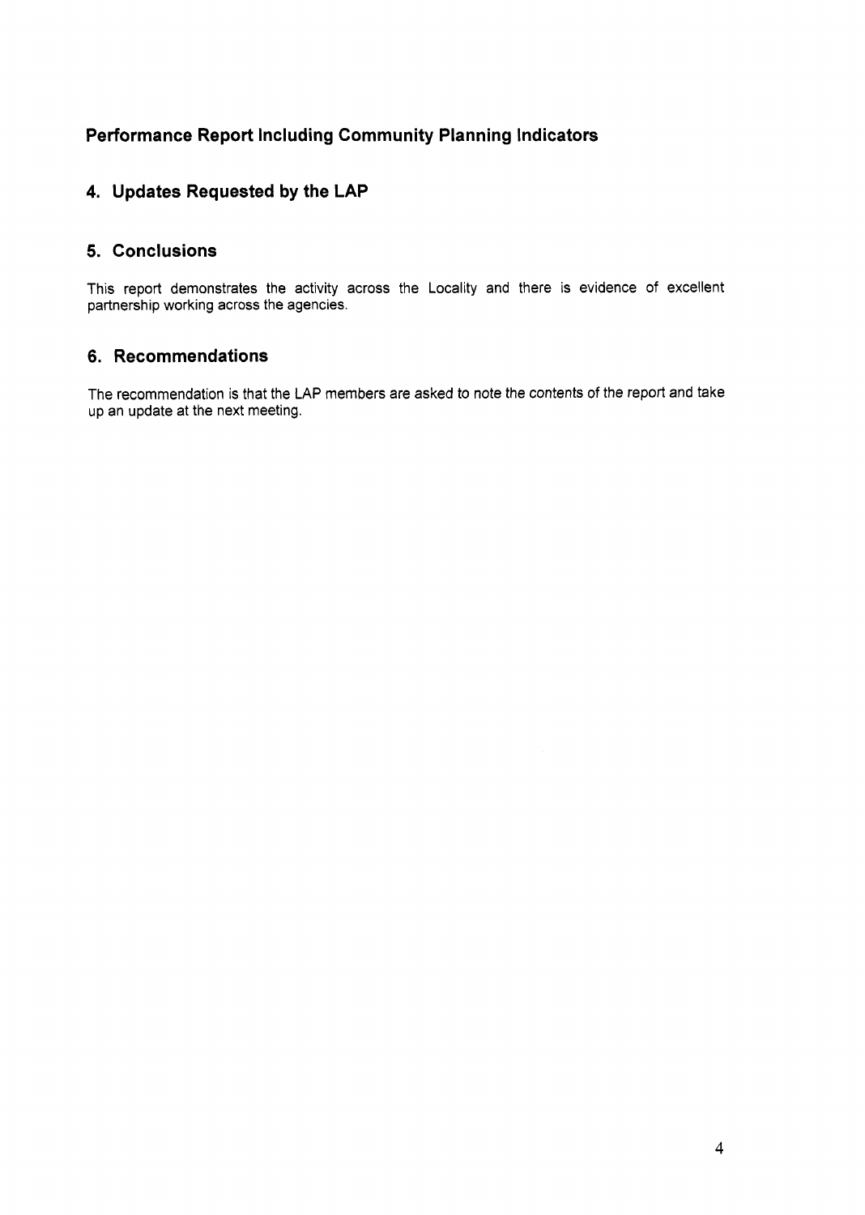## Performance Report Including Community Planning Indicators

## 4. Updates Requested by the LAP

## 5. Conclusions

This report demonstrates the activity across the Locality and there is evidence of excellent partnership working across the agencies.

## 6. Recommendations

The recommendation is that the LAP members are asked to note the contents of the report and take up an update at the next meeting.